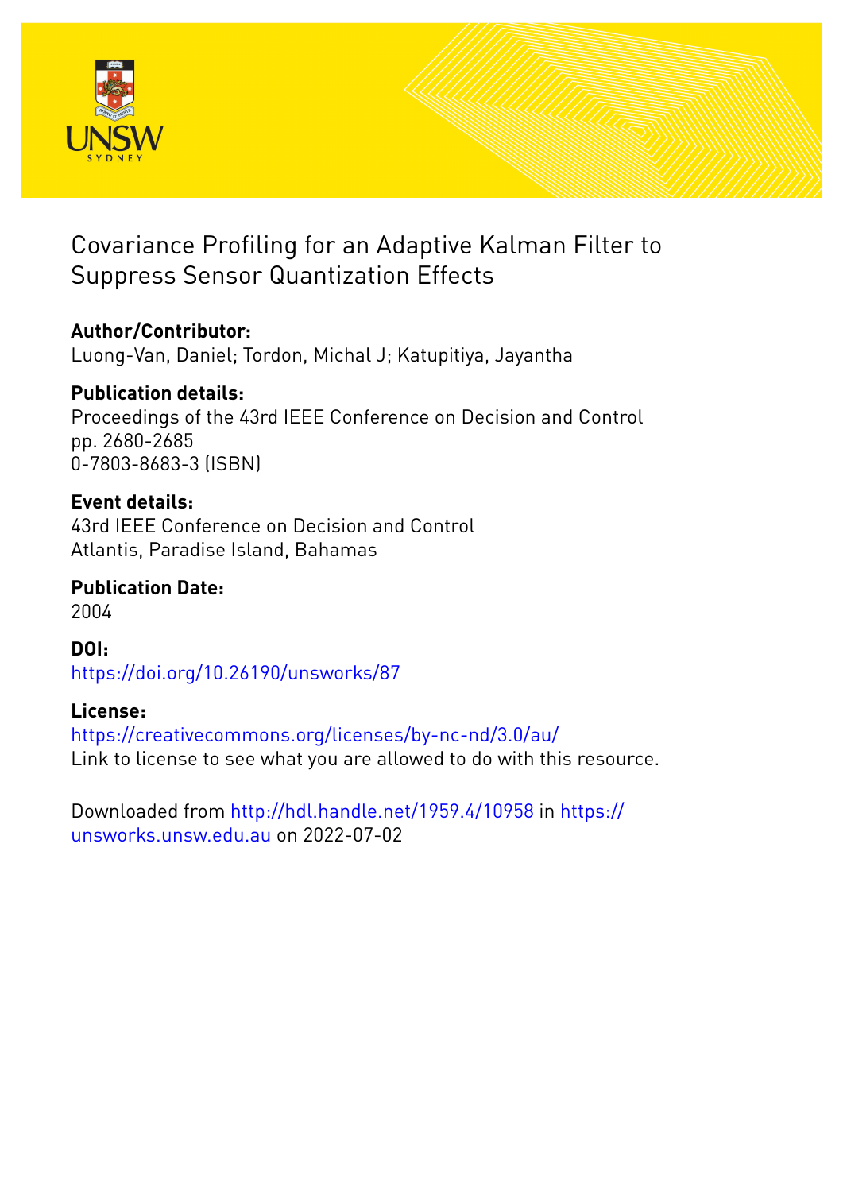# Covariance Profiling for an Adaptive Kalman Filter to Suppress Sensor Quantization Effects

**Author/Contributor:**
Luong-Van, Daniel; Tordon, Michal J; Katupitiya, Jayantha

**Publication details:**
Proceedings of the 43rd IEEE Conference on Decision and Control
pp. 2680-2685
0-7803-8683-3 (ISBN)

**Event details:**
43rd IEEE Conference on Decision and Control
Atlantis, Paradise Island, Bahamas

**Publication Date:**
2004

**DOI:**
https://doi.org/10.26190/unsworks/87

**License:**
https://creativecommons.org/licenses/by-nc-nd/3.0/au/
Link to license to see what you are allowed to do with this resource.

Downloaded from http://hdl.handle.net/1959.4/10958 in https://unsworks.unsw.edu.au on 2022-07-02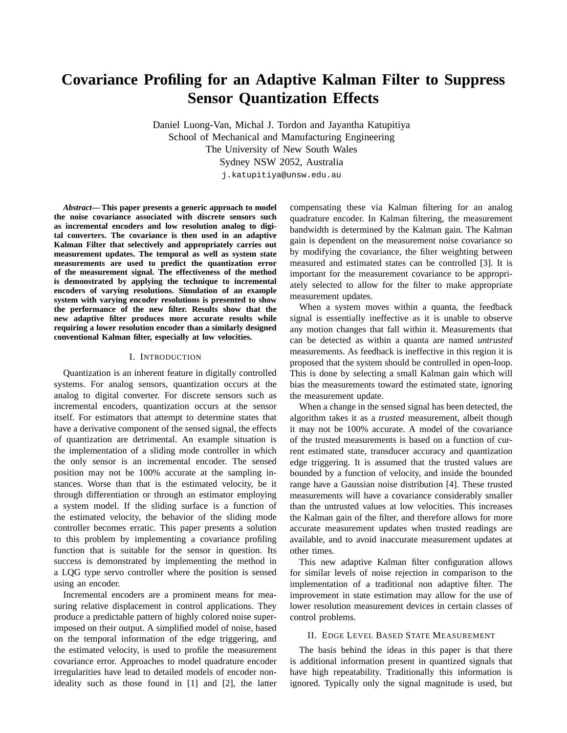# Covariance Profiling for an Adaptive Kalman Filter to Suppress Sensor Quantization Effects

Daniel Luong-Van, Michal J. Tordon and Jayantha Katupitiya
School of Mechanical and Manufacturing Engineering
The University of New South Wales
Sydney NSW 2052, Australia
j.katupitiya@unsw.edu.au

***Abstract*— This paper presents a generic approach to model the noise covariance associated with discrete sensors such as incremental encoders and low resolution analog to digital converters. The covariance is then used in an adaptive Kalman Filter that selectively and appropriately carries out measurement updates. The temporal as well as system state measurements are used to predict the quantization error of the measurement signal. The effectiveness of the method is demonstrated by applying the technique to incremental encoders of varying resolutions. Simulation of an example system with varying encoder resolutions is presented to show the performance of the new filter. Results show that the new adaptive filter produces more accurate results while requiring a lower resolution encoder than a similarly designed conventional Kalman filter, especially at low velocities.**

## I. Introduction

Quantization is an inherent feature in digitally controlled systems. For analog sensors, quantization occurs at the analog to digital converter. For discrete sensors such as incremental encoders, quantization occurs at the sensor itself. For estimators that attempt to determine states that have a derivative component of the sensed signal, the effects of quantization are detrimental. An example situation is the implementation of a sliding mode controller in which the only sensor is an incremental encoder. The sensed position may not be 100% accurate at the sampling instances. Worse than that is the estimated velocity, be it through differentiation or through an estimator employing a system model. If the sliding surface is a function of the estimated velocity, the behavior of the sliding mode controller becomes erratic. This paper presents a solution to this problem by implementing a covariance profiling function that is suitable for the sensor in question. Its success is demonstrated by implementing the method in a LQG type servo controller where the position is sensed using an encoder.

Incremental encoders are a prominent means for measuring relative displacement in control applications. They produce a predictable pattern of highly colored noise superimposed on their output. A simplified model of noise, based on the temporal information of the edge triggering, and the estimated velocity, is used to profile the measurement covariance error. Approaches to model quadrature encoder irregularities have lead to detailed models of encoder non-ideality such as those found in [1] and [2], the latter compensating these via Kalman filtering for an analog quadrature encoder. In Kalman filtering, the measurement bandwidth is determined by the Kalman gain. The Kalman gain is dependent on the measurement noise covariance so by modifying the covariance, the filter weighting between measured and estimated states can be controlled [3]. It is important for the measurement covariance to be appropriately selected to allow for the filter to make appropriate measurement updates.

When a system moves within a quanta, the feedback signal is essentially ineffective as it is unable to observe any motion changes that fall within it. Measurements that can be detected as within a quanta are named *untrusted* measurements. As feedback is ineffective in this region it is proposed that the system should be controlled in open-loop. This is done by selecting a small Kalman gain which will bias the measurements toward the estimated state, ignoring the measurement update.

When a change in the sensed signal has been detected, the algorithm takes it as a *trusted* measurement, albeit though it may not be 100% accurate. A model of the covariance of the trusted measurements is based on a function of current estimated state, transducer accuracy and quantization edge triggering. It is assumed that the trusted values are bounded by a function of velocity, and inside the bounded range have a Gaussian noise distribution [4]. These trusted measurements will have a covariance considerably smaller than the untrusted values at low velocities. This increases the Kalman gain of the filter, and therefore allows for more accurate measurement updates when trusted readings are available, and to avoid inaccurate measurement updates at other times.

This new adaptive Kalman filter configuration allows for similar levels of noise rejection in comparison to the implementation of a traditional non adaptive filter. The improvement in state estimation may allow for the use of lower resolution measurement devices in certain classes of control problems.

## II. Edge Level Based State Measurement

The basis behind the ideas in this paper is that there is additional information present in quantized signals that have high repeatability. Traditionally this information is ignored. Typically only the signal magnitude is used, but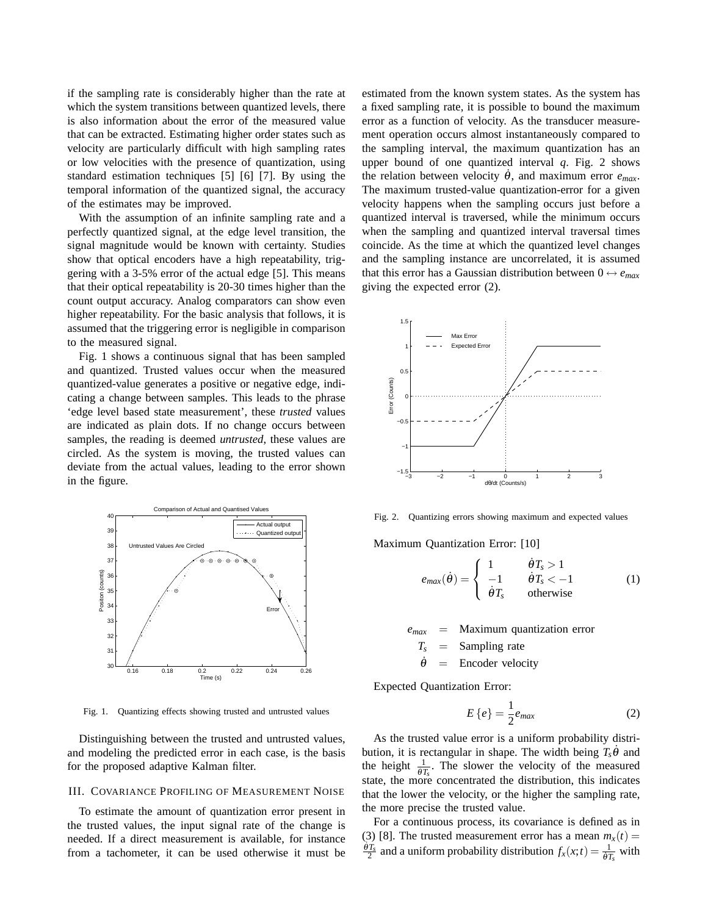if the sampling rate is considerably higher than the rate at which the system transitions between quantized levels, there is also information about the error of the measured value that can be extracted. Estimating higher order states such as velocity are particularly difficult with high sampling rates or low velocities with the presence of quantization, using standard estimation techniques [5] [6] [7]. By using the temporal information of the quantized signal, the accuracy of the estimates may be improved.

With the assumption of an infinite sampling rate and a perfectly quantized signal, at the edge level transition, the signal magnitude would be known with certainty. Studies show that optical encoders have a high repeatability, triggering with a 3-5% error of the actual edge [5]. This means that their optical repeatability is 20-30 times higher than the count output accuracy. Analog comparators can show even higher repeatability. For the basic analysis that follows, it is assumed that the triggering error is negligible in comparison to the measured signal.

Fig. 1 shows a continuous signal that has been sampled and quantized. Trusted values occur when the measured quantized-value generates a positive or negative edge, indicating a change between samples. This leads to the phrase 'edge level based state measurement', these *trusted* values are indicated as plain dots. If no change occurs between samples, the reading is deemed *untrusted*, these values are circled. As the system is moving, the trusted values can deviate from the actual values, leading to the error shown in the figure.

Fig. 1. Quantizing effects showing trusted and untrusted values

Distinguishing between the trusted and untrusted values, and modeling the predicted error in each case, is the basis for the proposed adaptive Kalman filter.

## III. Covariance Profiling of Measurement Noise

To estimate the amount of quantization error present in the trusted values, the input signal rate of the change is needed. If a direct measurement is available, for instance from a tachometer, it can be used otherwise it must be estimated from the known system states. As the system has a fixed sampling rate, it is possible to bound the maximum error as a function of velocity. As the transducer measurement operation occurs almost instantaneously compared to the sampling interval, the maximum quantization has an upper bound of one quantized interval $q$. Fig. 2 shows the relation between velocity $\dot{\theta}$, and maximum error $e_{max}$. The maximum trusted-value quantization-error for a given velocity happens when the sampling occurs just before a quantized interval is traversed, while the minimum occurs when the sampling and quantized interval traversal times coincide. As the time at which the quantized level changes and the sampling instance are uncorrelated, it is assumed that this error has a Gaussian distribution between $0 \leftrightarrow e_{max}$ giving the expected error (2).

Fig. 2. Quantizing errors showing maximum and expected values

Maximum Quantization Error: [10]

$$e_{max}(\dot{\theta}) = \begin{cases} 1 & \dot{\theta}T_s > 1 \\ -1 & \dot{\theta}T_s < -1 \\ \dot{\theta}T_s & \text{otherwise} \end{cases} \tag{1}$$

$$\begin{aligned} e_{max} &= \text{Maximum quantization error} \\ T_s &= \text{Sampling rate} \\ \dot{\theta} &= \text{Encoder velocity} \end{aligned}$$

Expected Quantization Error:

$$E\{e\} = \frac{1}{2}e_{max} \tag{2}$$

As the trusted value error is a uniform probability distribution, it is rectangular in shape. The width being $T_s\dot{\theta}$ and the height $\frac{1}{\dot{\theta}T_s}$. The slower the velocity of the measured state, the more concentrated the distribution, this indicates that the lower the velocity, or the higher the sampling rate, the more precise the trusted value.

For a continuous process, its covariance is defined as in (3) [8]. The trusted measurement error has a mean $m_x(t) = \frac{\dot{\theta}T_s}{2}$ and a uniform probability distribution $f_x(x;t) = \frac{1}{\dot{\theta}T_s}$ with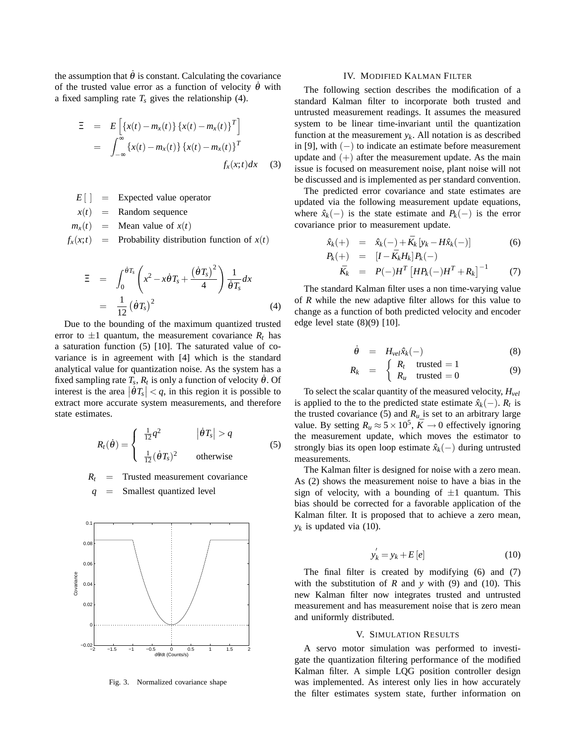the assumption that $\dot{\theta}$ is constant. Calculating the covariance of the trusted value error as a function of velocity $\dot{\theta}$ with a fixed sampling rate $T_s$ gives the relationship (4).

$$\begin{aligned} \Xi &= E\left[\{x(t)-m_x(t)\}\{x(t)-m_x(t)\}^T\right] \\ &= \int_{-\infty}^{\infty}\{x(t)-m_x(t)\}\{x(t)-m_x(t)\}^T \\ &\qquad\qquad f_x(x;t)dx \end{aligned} \quad (3)$$

$E[\,]$ = Expected value operator
$x(t)$ = Random sequence
$m_x(t)$ = Mean value of $x(t)$
$f_x(x;t)$ = Probability distribution function of $x(t)$

$$\begin{aligned} \Xi &= \int_0^{\dot{\theta}T_s}\left(x^2 - x\dot{\theta}T_s + \frac{\left(\dot{\theta}T_s\right)^2}{4}\right)\frac{1}{\dot{\theta}T_s}dx \\ &= \frac{1}{12}\left(\dot{\theta}T_s\right)^2 \end{aligned} \quad (4)$$

Due to the bounding of the maximum quantized trusted error to $\pm 1$ quantum, the measurement covariance $R_t$ has a saturation function (5) [10]. The saturated value of covariance is in agreement with [4] which is the standard analytical value for quantization noise. As the system has a fixed sampling rate $T_s$, $R_t$ is only a function of velocity $\dot{\theta}$. Of interest is the area $\left|\dot{\theta}T_s\right| < q$, in this region it is possible to extract more accurate system measurements, and therefore state estimates.

$$R_t(\dot{\theta}) = \begin{cases} \frac{1}{12}q^2 & \left|\dot{\theta}T_s\right| > q \\ \frac{1}{12}(\dot{\theta}T_s)^2 & \text{otherwise} \end{cases} \quad (5)$$

$R_t$ = Trusted measurement covariance
$q$ = Smallest quantized level

Fig. 3. Normalized covariance shape

## IV. Modified Kalman Filter

The following section describes the modification of a standard Kalman filter to incorporate both trusted and untrusted measurement readings. It assumes the measured system to be linear time-invariant until the quantization function at the measurement $y_k$. All notation is as described in [9], with $(-)$ to indicate an estimate before measurement update and $(+)$ after the measurement update. As the main issue is focused on measurement noise, plant noise will not be discussed and is implemented as per standard convention.

The predicted error covariance and state estimates are updated via the following measurement update equations, where $\hat{x}_k(-)$ is the state estimate and $P_k(-)$ is the error covariance prior to measurement update.

$$\begin{aligned} \hat{x}_k(+) &= \hat{x}_k(-) + \bar{K}_k\left[y_k - H\hat{x}_k(-)\right] \quad (6) \\ P_k(+) &= \left[I - \bar{K}_k H_k\right]P_k(-) \\ \bar{K}_k &= P(-)H^T\left[HP_k(-)H^T + R_k\right]^{-1} \quad (7) \end{aligned}$$

The standard Kalman filter uses a non time-varying value of $R$ while the new adaptive filter allows for this value to change as a function of both predicted velocity and encoder edge level state (8)(9) [10].

$$\dot{\theta} = H_{vel}\hat{x}_k(-) \quad (8)$$

$$R_k = \begin{cases} R_t & \text{trusted} = 1 \\ R_u & \text{trusted} = 0 \end{cases} \quad (9)$$

To select the scalar quantity of the measured velocity, $H_{vel}$ is applied to the to the predicted state estimate $\hat{x}_k(-)$. $R_t$ is the trusted covariance (5) and $R_u$ is set to an arbitrary large value. By setting $R_u \approx 5 \times 10^5$, $\bar{K} \to 0$ effectively ignoring the measurement update, which moves the estimator to strongly bias its open loop estimate $\hat{x}_k(-)$ during untrusted measurements.

The Kalman filter is designed for noise with a zero mean. As (2) shows the measurement noise to have a bias in the sign of velocity, with a bounding of $\pm 1$ quantum. This bias should be corrected for a favorable application of the Kalman filter. It is proposed that to achieve a zero mean, $y_k$ is updated via (10).

$$y_k^{'} = y_k + E\left[e\right] \quad (10)$$

The final filter is created by modifying (6) and (7) with the substitution of $R$ and $y$ with (9) and (10). This new Kalman filter now integrates trusted and untrusted measurement and has measurement noise that is zero mean and uniformly distributed.

## V. Simulation Results

A servo motor simulation was performed to investigate the quantization filtering performance of the modified Kalman filter. A simple LQG position controller design was implemented. As interest only lies in how accurately the filter estimates system state, further information on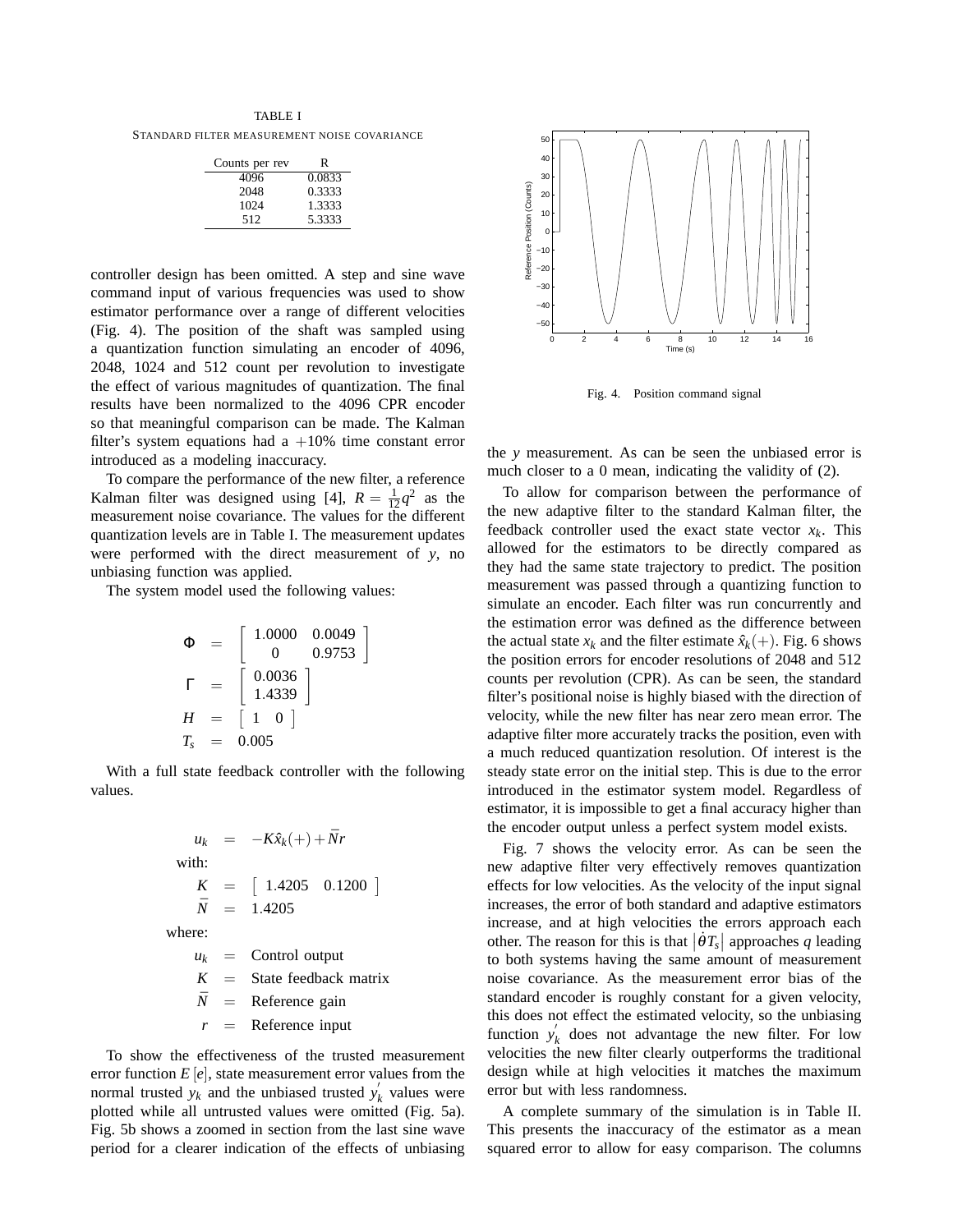TABLE I
STANDARD FILTER MEASUREMENT NOISE COVARIANCE

| Counts per rev | R |
|---|---|
| 4096 | 0.0833 |
| 2048 | 0.3333 |
| 1024 | 1.3333 |
| 512 | 5.3333 |

controller design has been omitted. A step and sine wave command input of various frequencies was used to show estimator performance over a range of different velocities (Fig. 4). The position of the shaft was sampled using a quantization function simulating an encoder of 4096, 2048, 1024 and 512 count per revolution to investigate the effect of various magnitudes of quantization. The final results have been normalized to the 4096 CPR encoder so that meaningful comparison can be made. The Kalman filter's system equations had a $+10\%$ time constant error introduced as a modeling inaccuracy.

To compare the performance of the new filter, a reference Kalman filter was designed using [4], $R = \frac{1}{12}q^2$ as the measurement noise covariance. The values for the different quantization levels are in Table I. The measurement updates were performed with the direct measurement of $y$, no unbiasing function was applied.

The system model used the following values:

$$
\begin{aligned}
\Phi &= \begin{bmatrix} 1.0000 & 0.0049 \\ 0 & 0.9753 \end{bmatrix} \\
\Gamma &= \begin{bmatrix} 0.0036 \\ 1.4339 \end{bmatrix} \\
H &= \begin{bmatrix} 1 & 0 \end{bmatrix} \\
T_s &= 0.005
\end{aligned}
$$

With a full state feedback controller with the following values.

$$
u_k = -K\hat{x}_k(+) + \bar{N}r
$$

with:

$$
\begin{aligned}
K &= \begin{bmatrix} 1.4205 & 0.1200 \end{bmatrix} \\
\bar{N} &= 1.4205
\end{aligned}
$$

where:

$$
\begin{aligned}
u_k &= \text{Control output} \\
K &= \text{State feedback matrix} \\
\bar{N} &= \text{Reference gain} \\
r &= \text{Reference input}
\end{aligned}
$$

To show the effectiveness of the trusted measurement error function $E[e]$, state measurement error values from the normal trusted $y_k$ and the unbiased trusted $y_k^{'}$ values were plotted while all untrusted values were omitted (Fig. 5a). Fig. 5b shows a zoomed in section from the last sine wave period for a clearer indication of the effects of unbiasing the $y$ measurement. As can be seen the unbiased error is much closer to a 0 mean, indicating the validity of (2).

Fig. 4. Position command signal

To allow for comparison between the performance of the new adaptive filter to the standard Kalman filter, the feedback controller used the exact state vector $x_k$. This allowed for the estimators to be directly compared as they had the same state trajectory to predict. The position measurement was passed through a quantizing function to simulate an encoder. Each filter was run concurrently and the estimation error was defined as the difference between the actual state $x_k$ and the filter estimate $\hat{x}_k(+)$. Fig. 6 shows the position errors for encoder resolutions of 2048 and 512 counts per revolution (CPR). As can be seen, the standard filter's positional noise is highly biased with the direction of velocity, while the new filter has near zero mean error. The adaptive filter more accurately tracks the position, even with a much reduced quantization resolution. Of interest is the steady state error on the initial step. This is due to the error introduced in the estimator system model. Regardless of estimator, it is impossible to get a final accuracy higher than the encoder output unless a perfect system model exists.

Fig. 7 shows the velocity error. As can be seen the new adaptive filter very effectively removes quantization effects for low velocities. As the velocity of the input signal increases, the error of both standard and adaptive estimators increase, and at high velocities the errors approach each other. The reason for this is that $|\dot{\theta}T_s|$ approaches $q$ leading to both systems having the same amount of measurement noise covariance. As the measurement error bias of the standard encoder is roughly constant for a given velocity, this does not effect the estimated velocity, so the unbiasing function $y_k^{'}$ does not advantage the new filter. For low velocities the new filter clearly outperforms the traditional design while at high velocities it matches the maximum error but with less randomness.

A complete summary of the simulation is in Table II. This presents the inaccuracy of the estimator as a mean squared error to allow for easy comparison. The columns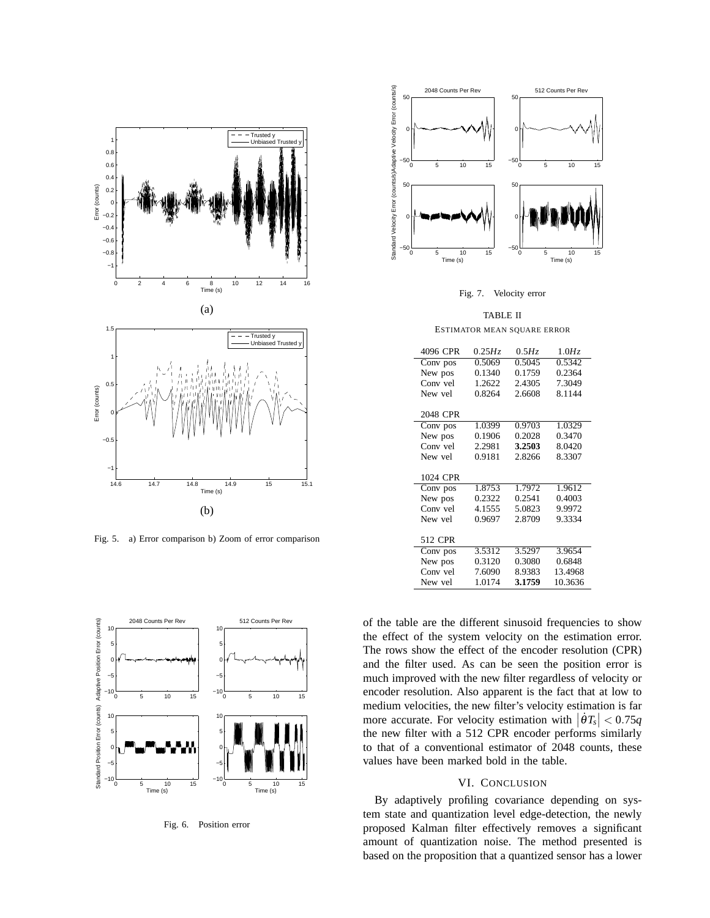Fig. 5. a) Error comparison b) Zoom of error comparison

Fig. 6. Position error

Fig. 7. Velocity error

TABLE II

ESTIMATOR MEAN SQUARE ERROR

| 4096 CPR | $0.25Hz$ | $0.5Hz$ | $1.0Hz$ |
|---|---|---|---|
| Conv pos | 0.5069 | 0.5045 | 0.5342 |
| New pos | 0.1340 | 0.1759 | 0.2364 |
| Conv vel | 1.2622 | 2.4305 | 7.3049 |
| New vel | 0.8264 | 2.6608 | 8.1144 |
| **2048 CPR** | | | |
| Conv pos | 1.0399 | 0.9703 | 1.0329 |
| New pos | 0.1906 | 0.2028 | 0.3470 |
| Conv vel | 2.2981 | **3.2503** | 8.0420 |
| New vel | 0.9181 | 2.8266 | 8.3307 |
| **1024 CPR** | | | |
| Conv pos | 1.8753 | 1.7972 | 1.9612 |
| New pos | 0.2322 | 0.2541 | 0.4003 |
| Conv vel | 4.1555 | 5.0823 | 9.9972 |
| New vel | 0.9697 | 2.8709 | 9.3334 |
| **512 CPR** | | | |
| Conv pos | 3.5312 | 3.5297 | 3.9654 |
| New pos | 0.3120 | 0.3080 | 0.6848 |
| Conv vel | 7.6090 | 8.9383 | 13.4968 |
| New vel | 1.0174 | **3.1759** | 10.3636 |

of the table are the different sinusoid frequencies to show the effect of the system velocity on the estimation error. The rows show the effect of the encoder resolution (CPR) and the filter used. As can be seen the position error is much improved with the new filter regardless of velocity or encoder resolution. Also apparent is the fact that at low to medium velocities, the new filter's velocity estimation is far more accurate. For velocity estimation with $\left|\dot{\theta}T_s\right| < 0.75q$ the new filter with a 512 CPR encoder performs similarly to that of a conventional estimator of 2048 counts, these values have been marked bold in the table.

## VI. Conclusion

By adaptively profiling covariance depending on system state and quantization level edge-detection, the newly proposed Kalman filter effectively removes a significant amount of quantization noise. The method presented is based on the proposition that a quantized sensor has a lower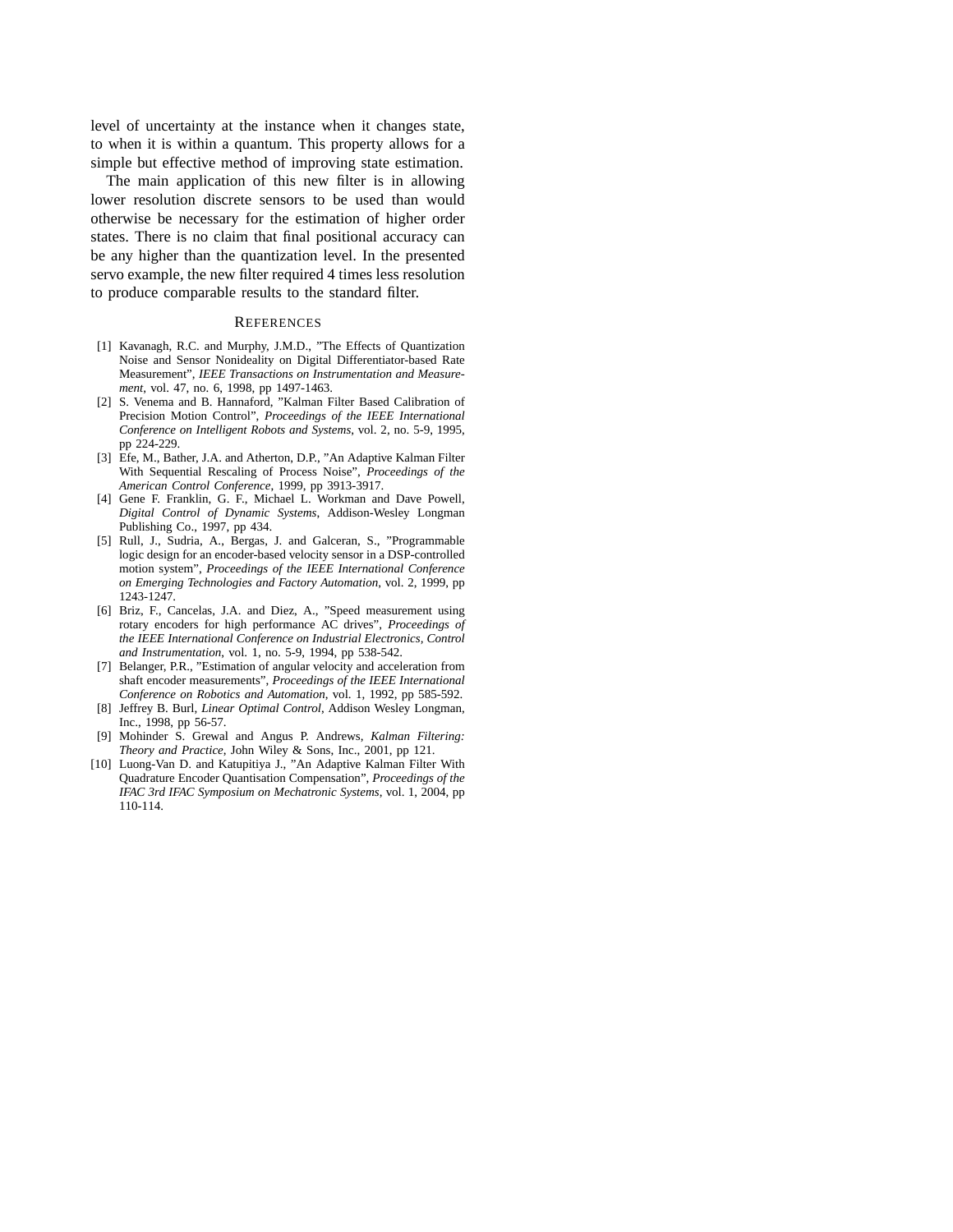level of uncertainty at the instance when it changes state, to when it is within a quantum. This property allows for a simple but effective method of improving state estimation.

The main application of this new filter is in allowing lower resolution discrete sensors to be used than would otherwise be necessary for the estimation of higher order states. There is no claim that final positional accuracy can be any higher than the quantization level. In the presented servo example, the new filter required 4 times less resolution to produce comparable results to the standard filter.

## References

[1] Kavanagh, R.C. and Murphy, J.M.D., "The Effects of Quantization Noise and Sensor Nonideality on Digital Differentiator-based Rate Measurement", *IEEE Transactions on Instrumentation and Measurement*, vol. 47, no. 6, 1998, pp 1497-1463.

[2] S. Venema and B. Hannaford, "Kalman Filter Based Calibration of Precision Motion Control", *Proceedings of the IEEE International Conference on Intelligent Robots and Systems*, vol. 2, no. 5-9, 1995, pp 224-229.

[3] Efe, M., Bather, J.A. and Atherton, D.P., "An Adaptive Kalman Filter With Sequential Rescaling of Process Noise", *Proceedings of the American Control Conference*, 1999, pp 3913-3917.

[4] Gene F. Franklin, G. F., Michael L. Workman and Dave Powell, *Digital Control of Dynamic Systems*, Addison-Wesley Longman Publishing Co., 1997, pp 434.

[5] Rull, J., Sudria, A., Bergas, J. and Galceran, S., "Programmable logic design for an encoder-based velocity sensor in a DSP-controlled motion system", *Proceedings of the IEEE International Conference on Emerging Technologies and Factory Automation*, vol. 2, 1999, pp 1243-1247.

[6] Briz, F., Cancelas, J.A. and Diez, A., "Speed measurement using rotary encoders for high performance AC drives", *Proceedings of the IEEE International Conference on Industrial Electronics, Control and Instrumentation*, vol. 1, no. 5-9, 1994, pp 538-542.

[7] Belanger, P.R., "Estimation of angular velocity and acceleration from shaft encoder measurements", *Proceedings of the IEEE International Conference on Robotics and Automation*, vol. 1, 1992, pp 585-592.

[8] Jeffrey B. Burl, *Linear Optimal Control*, Addison Wesley Longman, Inc., 1998, pp 56-57.

[9] Mohinder S. Grewal and Angus P. Andrews, *Kalman Filtering: Theory and Practice*, John Wiley & Sons, Inc., 2001, pp 121.

[10] Luong-Van D. and Katupitiya J., "An Adaptive Kalman Filter With Quadrature Encoder Quantisation Compensation", *Proceedings of the IFAC 3rd IFAC Symposium on Mechatronic Systems*, vol. 1, 2004, pp 110-114.